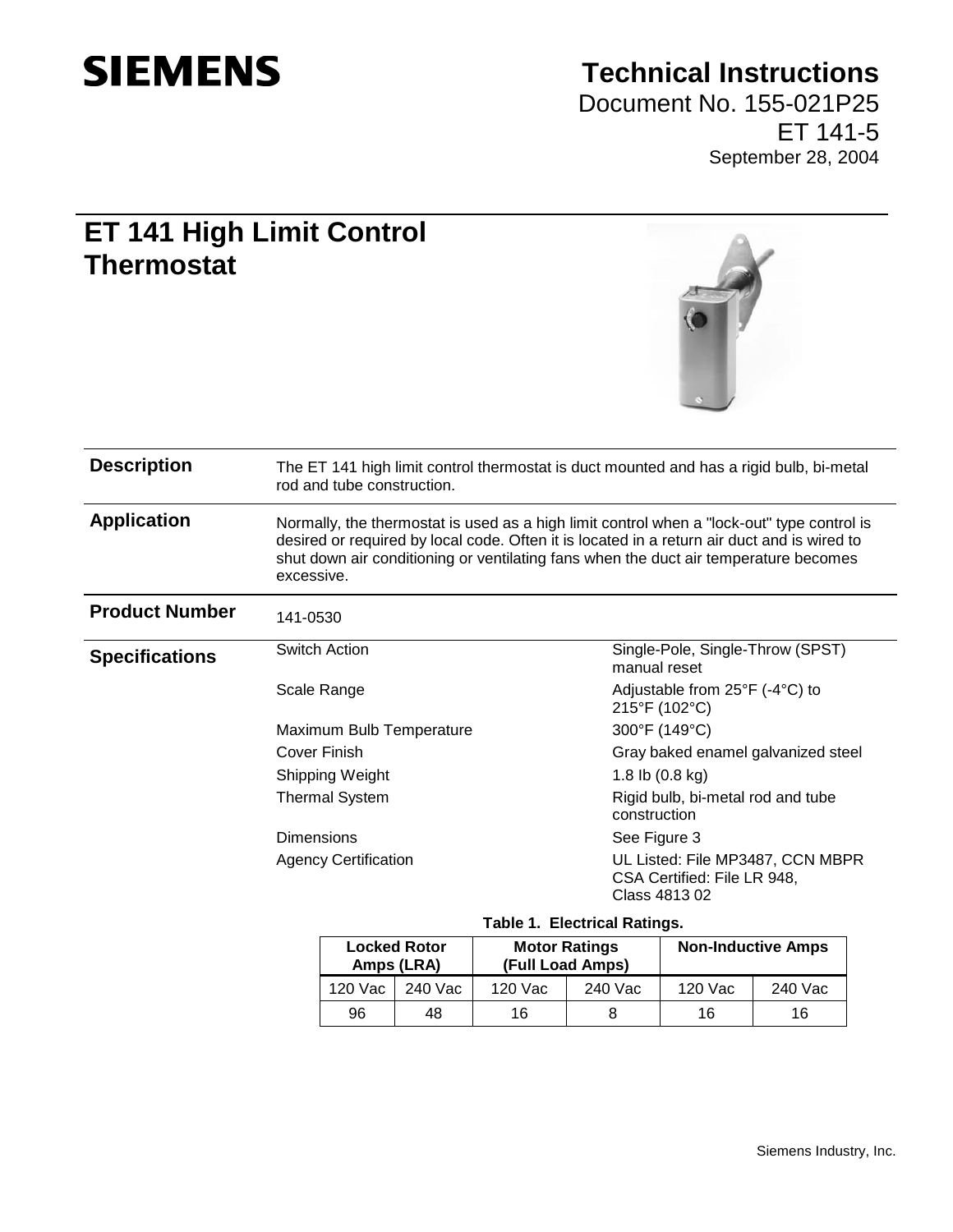SIEMENS

# Technical Instructions

Document No. 155-021P25

ET 141-5

September 28, 2004

## ET 141 High Limit Control Thermostat

### Description

The ET 141 high limit control thermostat is duct mounted and has a rigid bulb, bi-metal rod and tube construction.

### Application

Normally, the thermostat is used as a high limit control when a "lock-out" type control is desired or required by local code. Often it is located in a return air duct and is wired to shut down air conditioning or ventilating fans when the duct air temperature becomes excessive.

### Product Number

141-0530

### Specifications

| | |
|---|---|
| Switch Action | Single-Pole, Single-Throw (SPST) manual reset |
| Scale Range | Adjustable from 25°F (-4°C) to 215°F (102°C) |
| Maximum Bulb Temperature | 300°F (149°C) |
| Cover Finish | Gray baked enamel galvanized steel |
| Shipping Weight | 1.8 lb (0.8 kg) |
| Thermal System | Rigid bulb, bi-metal rod and tube construction |
| Dimensions | See Figure 3 |
| Agency Certification | UL Listed: File MP3487, CCN MBPR<br>CSA Certified: File LR 948, Class 4813 02 |

**Table 1. Electrical Ratings.**

| Locked Rotor Amps (LRA) | | Motor Ratings (Full Load Amps) | | Non-Inductive Amps | |
|---|---|---|---|---|---|
| 120 Vac | 240 Vac | 120 Vac | 240 Vac | 120 Vac | 240 Vac |
| 96 | 48 | 16 | 8 | 16 | 16 |

Siemens Industry, Inc.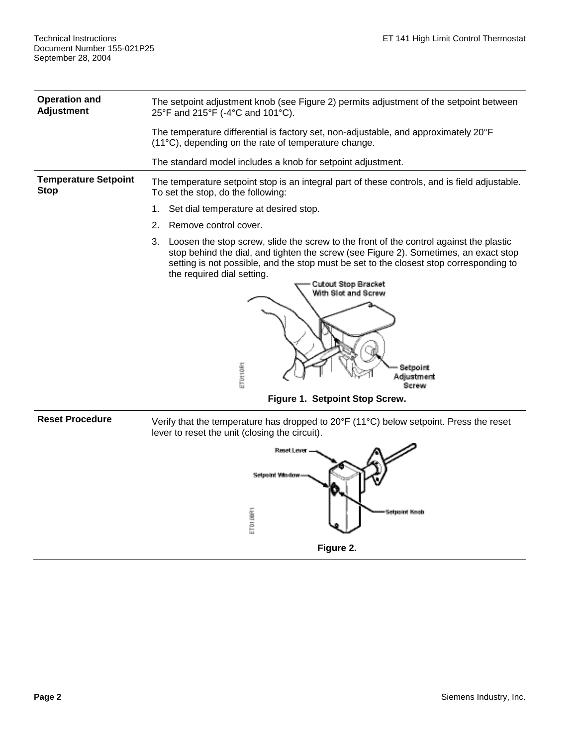## Operation and Adjustment

The setpoint adjustment knob (see Figure 2) permits adjustment of the setpoint between 25°F and 215°F (-4°C and 101°C).

The temperature differential is factory set, non-adjustable, and approximately 20°F (11°C), depending on the rate of temperature change.

The standard model includes a knob for setpoint adjustment.

## Temperature Setpoint Stop

The temperature setpoint stop is an integral part of these controls, and is field adjustable. To set the stop, do the following:

1. Set dial temperature at desired stop.
2. Remove control cover.
3. Loosen the stop screw, slide the screw to the front of the control against the plastic stop behind the dial, and tighten the screw (see Figure 2). Sometimes, an exact stop setting is not possible, and the stop must be set to the closest stop corresponding to the required dial setting.

**Figure 1. Setpoint Stop Screw.**

## Reset Procedure

Verify that the temperature has dropped to 20°F (11°C) below setpoint. Press the reset lever to reset the unit (closing the circuit).

**Figure 2.**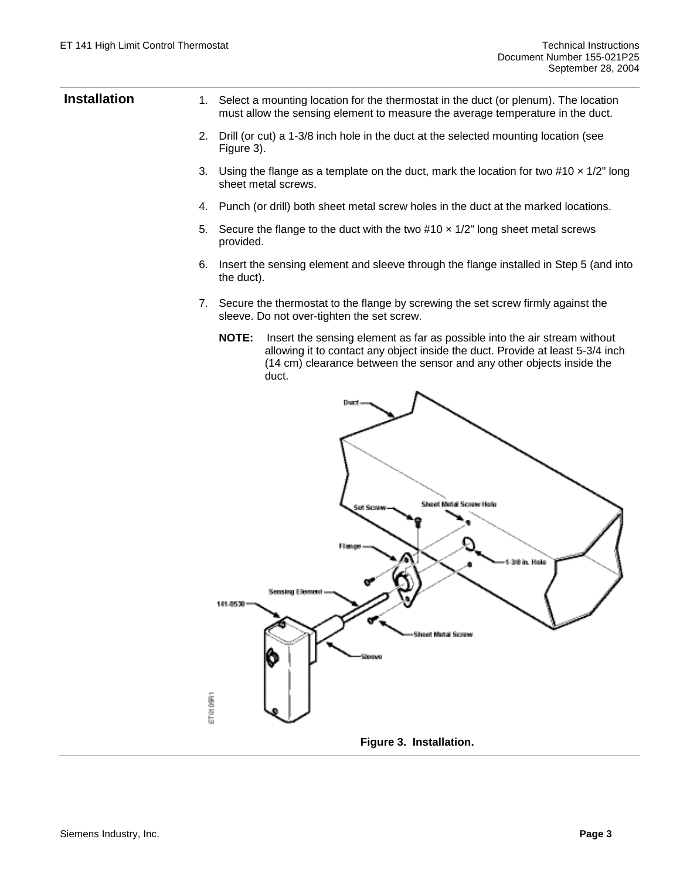## Installation

1. Select a mounting location for the thermostat in the duct (or plenum). The location must allow the sensing element to measure the average temperature in the duct.
2. Drill (or cut) a 1-3/8 inch hole in the duct at the selected mounting location (see Figure 3).
3. Using the flange as a template on the duct, mark the location for two #10 × 1/2" long sheet metal screws.
4. Punch (or drill) both sheet metal screw holes in the duct at the marked locations.
5. Secure the flange to the duct with the two #10 × 1/2" long sheet metal screws provided.
6. Insert the sensing element and sleeve through the flange installed in Step 5 (and into the duct).
7. Secure the thermostat to the flange by screwing the set screw firmly against the sleeve. Do not over-tighten the set screw.

   **NOTE:** Insert the sensing element as far as possible into the air stream without allowing it to contact any object inside the duct. Provide at least 5-3/4 inch (14 cm) clearance between the sensor and any other objects inside the duct.

**Figure 3. Installation.**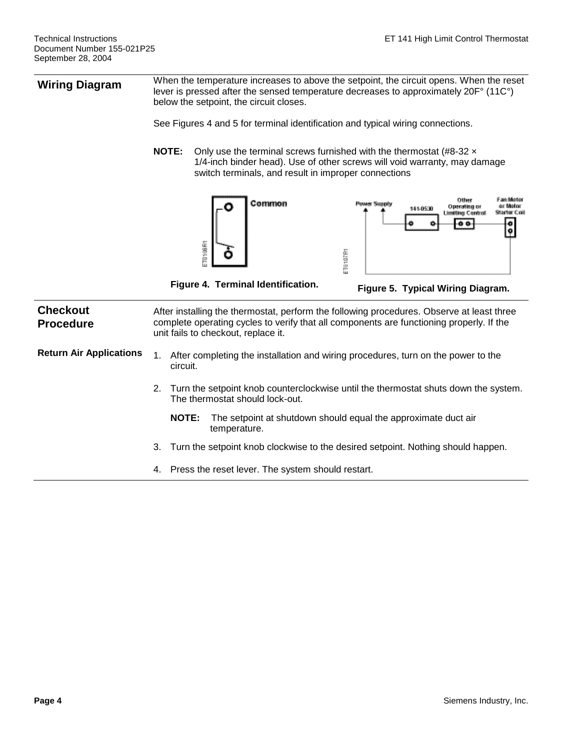## Wiring Diagram

When the temperature increases to above the setpoint, the circuit opens. When the reset lever is pressed after the sensed temperature decreases to approximately 20F° (11C°) below the setpoint, the circuit closes.

See Figures 4 and 5 for terminal identification and typical wiring connections.

**NOTE:** Only use the terminal screws furnished with the thermostat (#8-32 × 1/4-inch binder head). Use of other screws will void warranty, may damage switch terminals, and result in improper connections

**Figure 4. Terminal Identification.**

**Figure 5. Typical Wiring Diagram.**

## Checkout Procedure

After installing the thermostat, perform the following procedures. Observe at least three complete operating cycles to verify that all components are functioning properly. If the unit fails to checkout, replace it.

### Return Air Applications

1. After completing the installation and wiring procedures, turn on the power to the circuit.
2. Turn the setpoint knob counterclockwise until the thermostat shuts down the system. The thermostat should lock-out.

   **NOTE:** The setpoint at shutdown should equal the approximate duct air temperature.
3. Turn the setpoint knob clockwise to the desired setpoint. Nothing should happen.
4. Press the reset lever. The system should restart.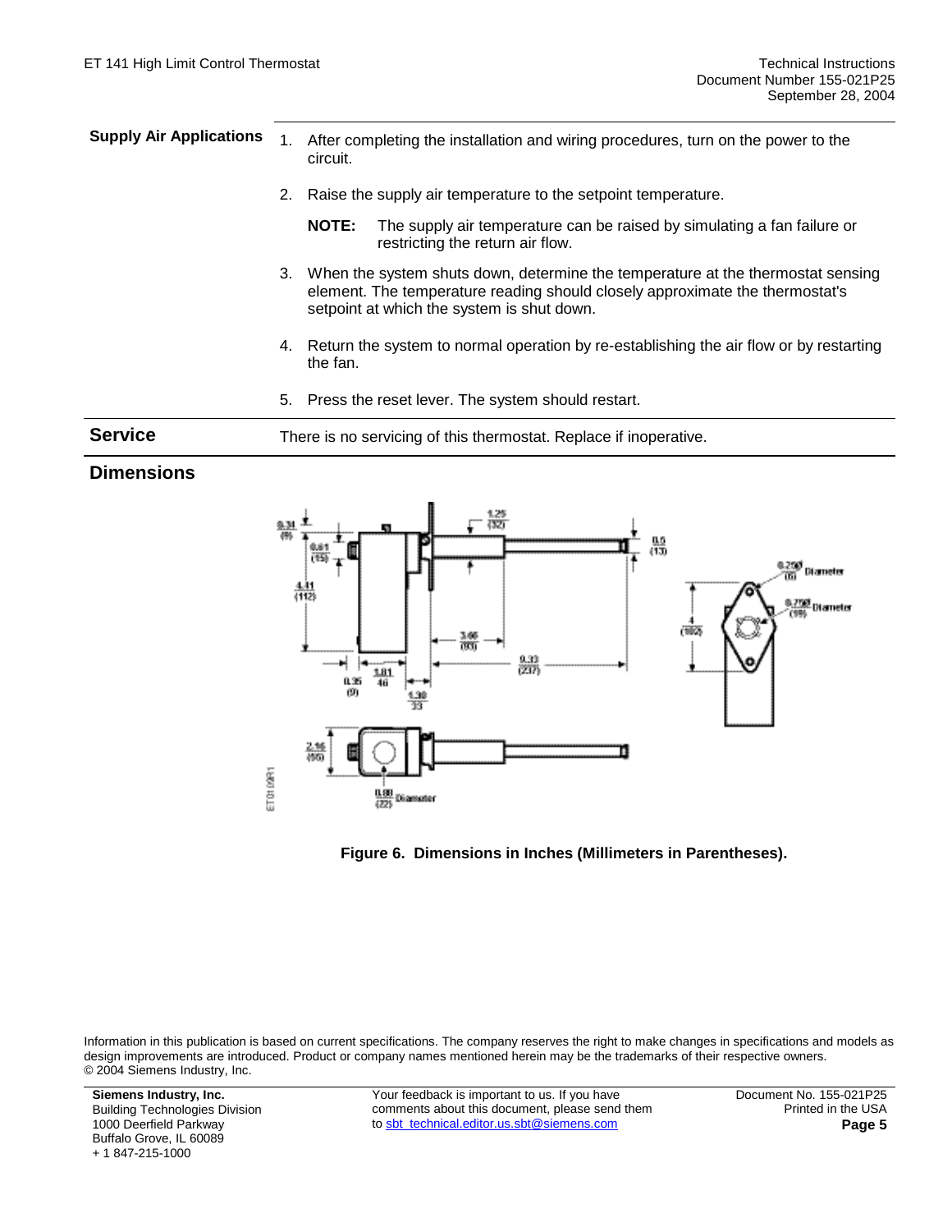## Supply Air Applications

1. After completing the installation and wiring procedures, turn on the power to the circuit.
2. Raise the supply air temperature to the setpoint temperature.

   **NOTE:** The supply air temperature can be raised by simulating a fan failure or restricting the return air flow.

3. When the system shuts down, determine the temperature at the thermostat sensing element. The temperature reading should closely approximate the thermostat's setpoint at which the system is shut down.
4. Return the system to normal operation by re-establishing the air flow or by restarting the fan.
5. Press the reset lever. The system should restart.

## Service

There is no servicing of this thermostat. Replace if inoperative.

## Dimensions

0.31 (8)
0.61 (15)
4.41 (112)
1.25 (32)
0.5 (13)
3.66 (93)
9.33 (237)
0.35 (9)
1.81 46
1.30 33
0.250 (6) Diameter
0.750 (19) Diameter
4 (102)
2.16 (55)
0.88 (22) Diameter
ET0109R1

**Figure 6. Dimensions in Inches (Millimeters in Parentheses).**

Information in this publication is based on current specifications. The company reserves the right to make changes in specifications and models as design improvements are introduced. Product or company names mentioned herein may be the trademarks of their respective owners.
© 2004 Siemens Industry, Inc.

**Siemens Industry, Inc.**
Building Technologies Division
1000 Deerfield Parkway
Buffalo Grove, IL 60089
+ 1 847-215-1000

Your feedback is important to us. If you have comments about this document, please send them to sbt_technical.editor.us.sbt@siemens.com

Document No. 155-021P25
Printed in the USA